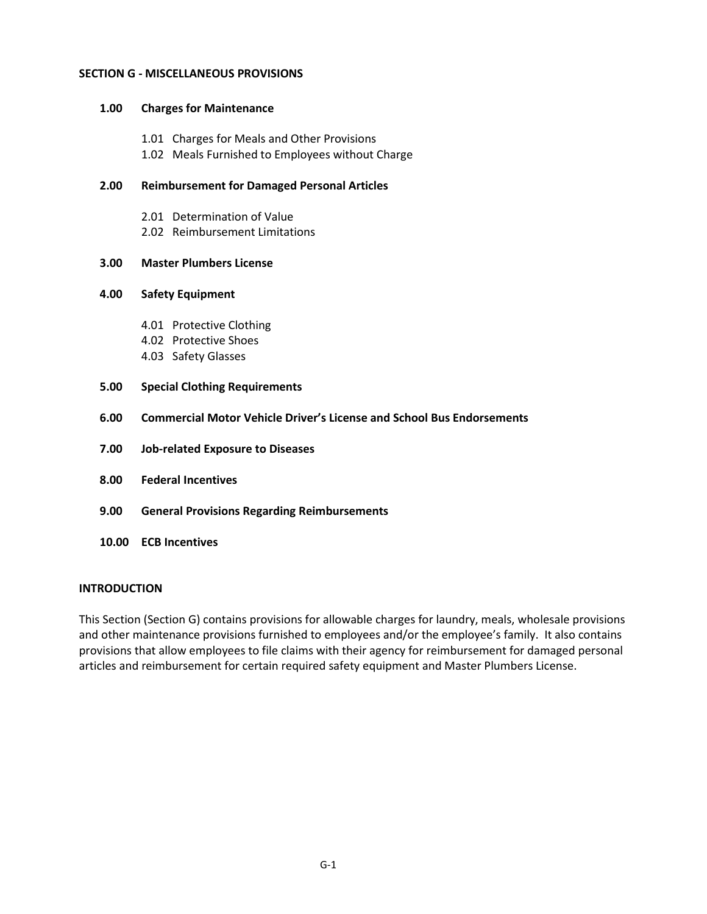## SECTION G - MISCELLANEOUS PROVISIONS

**1.00 Charges for Maintenance**

- 1.01 Charges for Meals and Other Provisions
- 1.02 Meals Furnished to Employees without Charge

**2.00 Reimbursement for Damaged Personal Articles**

- 2.01 Determination of Value
- 2.02 Reimbursement Limitations

**3.00 Master Plumbers License**

**4.00 Safety Equipment**

- 4.01 Protective Clothing
- 4.02 Protective Shoes
- 4.03 Safety Glasses

**5.00 Special Clothing Requirements**

**6.00 Commercial Motor Vehicle Driver's License and School Bus Endorsements**

**7.00 Job-related Exposure to Diseases**

**8.00 Federal Incentives**

**9.00 General Provisions Regarding Reimbursements**

**10.00 ECB Incentives**

### INTRODUCTION

This Section (Section G) contains provisions for allowable charges for laundry, meals, wholesale provisions and other maintenance provisions furnished to employees and/or the employee's family. It also contains provisions that allow employees to file claims with their agency for reimbursement for damaged personal articles and reimbursement for certain required safety equipment and Master Plumbers License.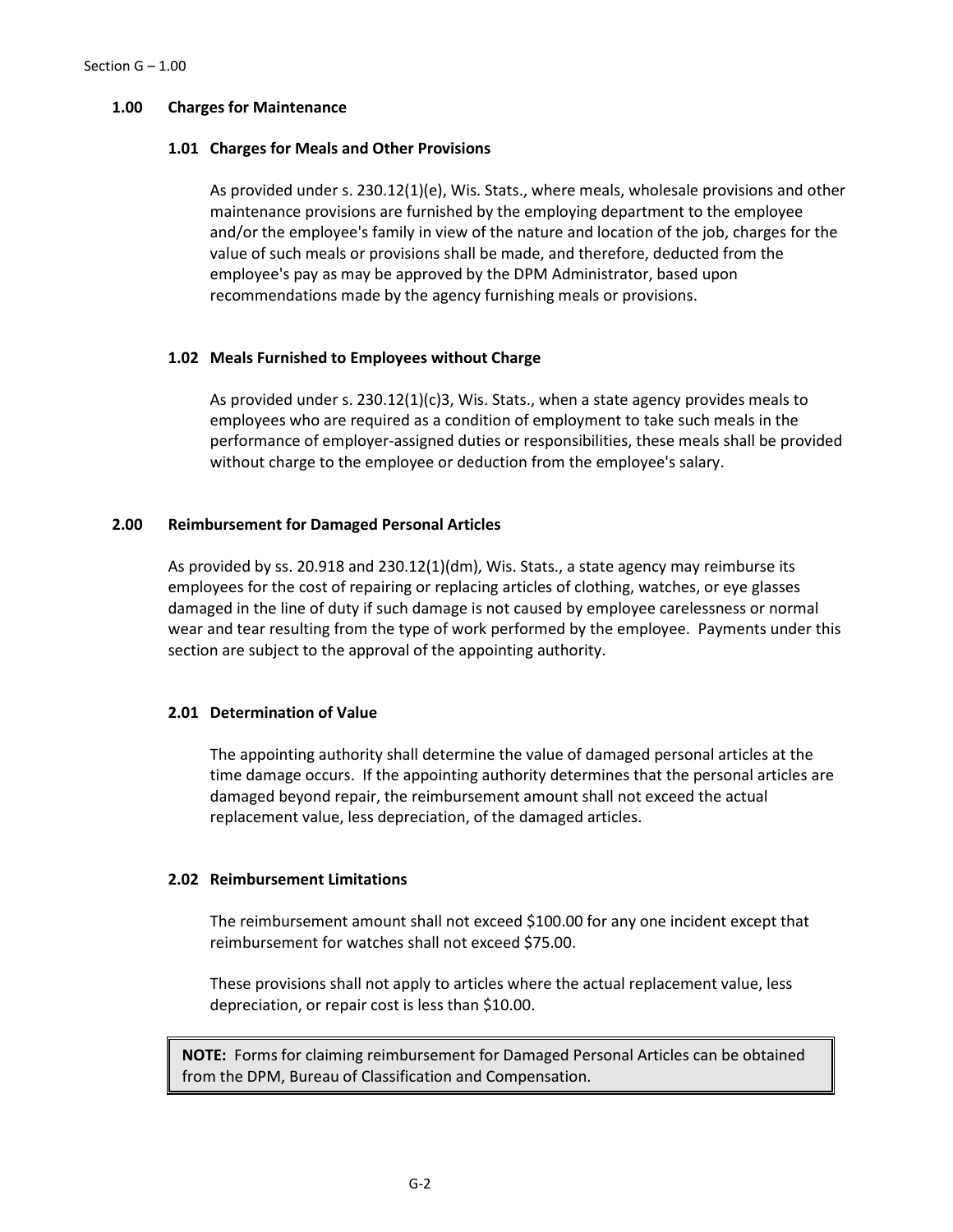## 1.00 Charges for Maintenance

### 1.01 Charges for Meals and Other Provisions

As provided under s. 230.12(1)(e), Wis. Stats., where meals, wholesale provisions and other maintenance provisions are furnished by the employing department to the employee and/or the employee's family in view of the nature and location of the job, charges for the value of such meals or provisions shall be made, and therefore, deducted from the employee's pay as may be approved by the DPM Administrator, based upon recommendations made by the agency furnishing meals or provisions.

### 1.02 Meals Furnished to Employees without Charge

As provided under s. 230.12(1)(c)3, Wis. Stats., when a state agency provides meals to employees who are required as a condition of employment to take such meals in the performance of employer-assigned duties or responsibilities, these meals shall be provided without charge to the employee or deduction from the employee's salary.

## 2.00 Reimbursement for Damaged Personal Articles

As provided by ss. 20.918 and 230.12(1)(dm), Wis. Stats., a state agency may reimburse its employees for the cost of repairing or replacing articles of clothing, watches, or eye glasses damaged in the line of duty if such damage is not caused by employee carelessness or normal wear and tear resulting from the type of work performed by the employee. Payments under this section are subject to the approval of the appointing authority.

### 2.01 Determination of Value

The appointing authority shall determine the value of damaged personal articles at the time damage occurs. If the appointing authority determines that the personal articles are damaged beyond repair, the reimbursement amount shall not exceed the actual replacement value, less depreciation, of the damaged articles.

### 2.02 Reimbursement Limitations

The reimbursement amount shall not exceed $100.00 for any one incident except that reimbursement for watches shall not exceed $75.00.

These provisions shall not apply to articles where the actual replacement value, less depreciation, or repair cost is less than $10.00.

> **NOTE:** Forms for claiming reimbursement for Damaged Personal Articles can be obtained from the DPM, Bureau of Classification and Compensation.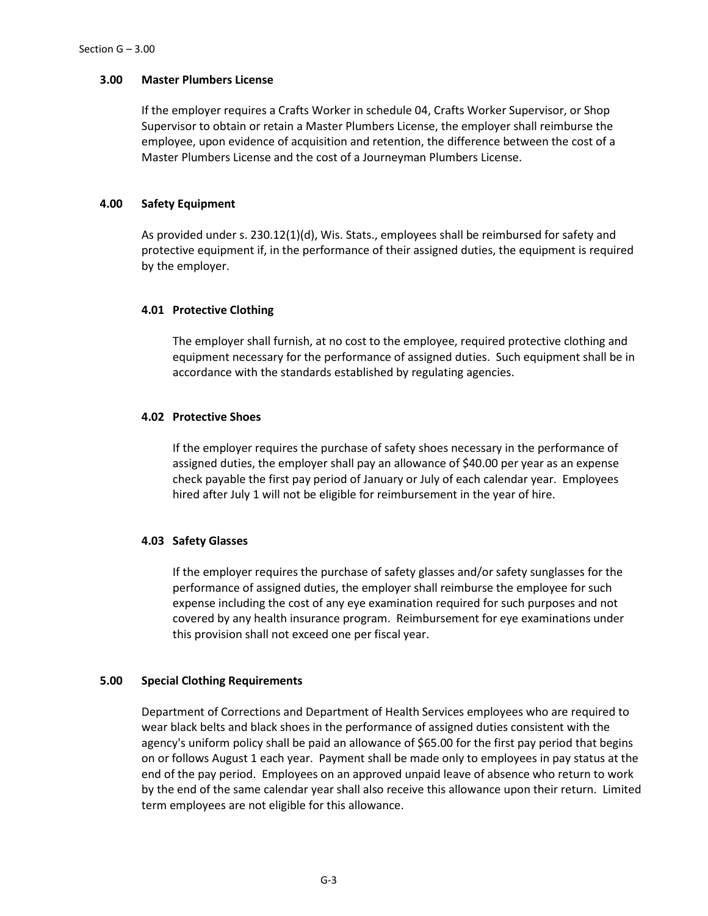### 3.00 Master Plumbers License

If the employer requires a Crafts Worker in schedule 04, Crafts Worker Supervisor, or Shop Supervisor to obtain or retain a Master Plumbers License, the employer shall reimburse the employee, upon evidence of acquisition and retention, the difference between the cost of a Master Plumbers License and the cost of a Journeyman Plumbers License.

### 4.00 Safety Equipment

As provided under s. 230.12(1)(d), Wis. Stats., employees shall be reimbursed for safety and protective equipment if, in the performance of their assigned duties, the equipment is required by the employer.

#### 4.01 Protective Clothing

The employer shall furnish, at no cost to the employee, required protective clothing and equipment necessary for the performance of assigned duties. Such equipment shall be in accordance with the standards established by regulating agencies.

#### 4.02 Protective Shoes

If the employer requires the purchase of safety shoes necessary in the performance of assigned duties, the employer shall pay an allowance of $40.00 per year as an expense check payable the first pay period of January or July of each calendar year. Employees hired after July 1 will not be eligible for reimbursement in the year of hire.

#### 4.03 Safety Glasses

If the employer requires the purchase of safety glasses and/or safety sunglasses for the performance of assigned duties, the employer shall reimburse the employee for such expense including the cost of any eye examination required for such purposes and not covered by any health insurance program. Reimbursement for eye examinations under this provision shall not exceed one per fiscal year.

### 5.00 Special Clothing Requirements

Department of Corrections and Department of Health Services employees who are required to wear black belts and black shoes in the performance of assigned duties consistent with the agency's uniform policy shall be paid an allowance of $65.00 for the first pay period that begins on or follows August 1 each year. Payment shall be made only to employees in pay status at the end of the pay period. Employees on an approved unpaid leave of absence who return to work by the end of the same calendar year shall also receive this allowance upon their return. Limited term employees are not eligible for this allowance.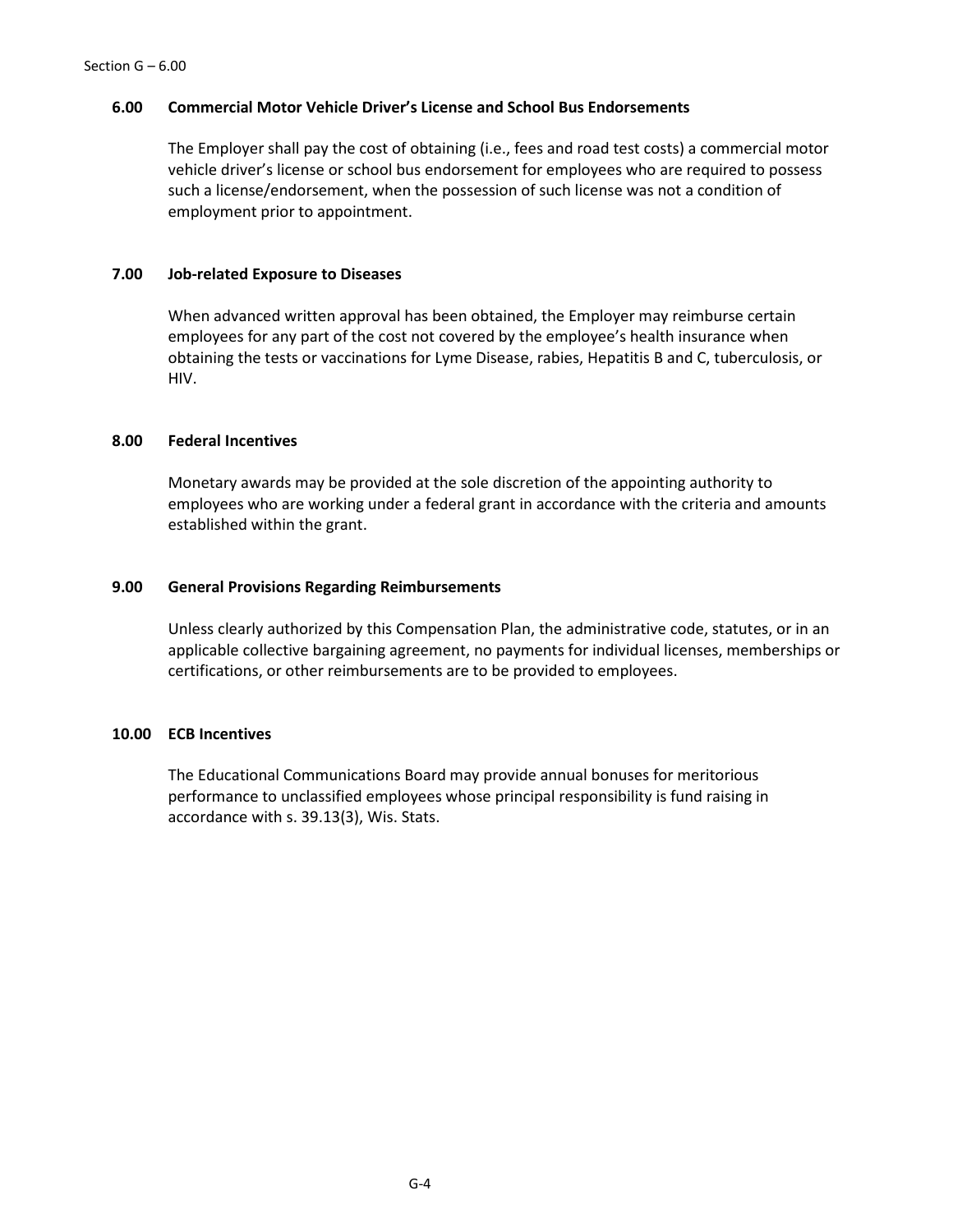### 6.00 Commercial Motor Vehicle Driver's License and School Bus Endorsements

The Employer shall pay the cost of obtaining (i.e., fees and road test costs) a commercial motor vehicle driver's license or school bus endorsement for employees who are required to possess such a license/endorsement, when the possession of such license was not a condition of employment prior to appointment.

### 7.00 Job-related Exposure to Diseases

When advanced written approval has been obtained, the Employer may reimburse certain employees for any part of the cost not covered by the employee's health insurance when obtaining the tests or vaccinations for Lyme Disease, rabies, Hepatitis B and C, tuberculosis, or HIV.

### 8.00 Federal Incentives

Monetary awards may be provided at the sole discretion of the appointing authority to employees who are working under a federal grant in accordance with the criteria and amounts established within the grant.

### 9.00 General Provisions Regarding Reimbursements

Unless clearly authorized by this Compensation Plan, the administrative code, statutes, or in an applicable collective bargaining agreement, no payments for individual licenses, memberships or certifications, or other reimbursements are to be provided to employees.

### 10.00 ECB Incentives

The Educational Communications Board may provide annual bonuses for meritorious performance to unclassified employees whose principal responsibility is fund raising in accordance with s. 39.13(3), Wis. Stats.